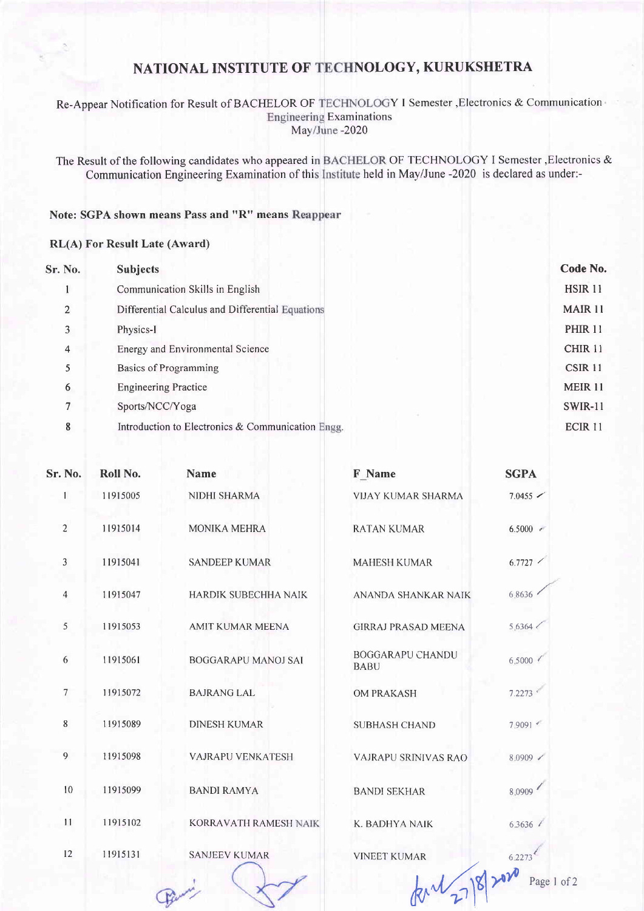# NATIONAL INSTITUTE OF TECHNOLOGY, KURUKSHETRA

Re-Appear Notification for Result of BACHELOR OF TECHNOLOGY I Semester ,Electronics & Communication Engineering Examinations
May/June -2020

The Result of the following candidates who appeared in BACHELOR OF TECHNOLOGY I Semester ,Electronics & Communication Engineering Examination of this Institute held in May/June -2020 is declared as under:-

**Note: SGPA shown means Pass and "R" means Reappear**

**RL(A) For Result Late (Award)**

| Sr. No. | Subjects | Code No. |
|---|---|---|
| 1 | Communication Skills in English | HSIR 11 |
| 2 | Differential Calculus and Differential Equations | MAIR 11 |
| 3 | Physics-I | PHIR 11 |
| 4 | Energy and Environmental Science | CHIR 11 |
| 5 | Basics of Programming | CSIR 11 |
| 6 | Engineering Practice | MEIR 11 |
| 7 | Sports/NCC/Yoga | SWIR-11 |
| 8 | Introduction to Electronics & Communication Engg. | ECIR 11 |

| Sr. No. | Roll No. | Name | F_Name | SGPA |
|---|---|---|---|---|
| 1 | 11915005 | NIDHI SHARMA | VIJAY KUMAR SHARMA | 7.0455 |
| 2 | 11915014 | MONIKA MEHRA | RATAN KUMAR | 6.5000 |
| 3 | 11915041 | SANDEEP KUMAR | MAHESH KUMAR | 6.7727 |
| 4 | 11915047 | HARDIK SUBECHHA NAIK | ANANDA SHANKAR NAIK | 6.8636 |
| 5 | 11915053 | AMIT KUMAR MEENA | GIRRAJ PRASAD MEENA | 5.6364 |
| 6 | 11915061 | BOGGARAPU MANOJ SAI | BOGGARAPU CHANDU BABU | 6.5000 |
| 7 | 11915072 | BAJRANG LAL | OM PRAKASH | 7.2273 |
| 8 | 11915089 | DINESH KUMAR | SUBHASH CHAND | 7.9091 |
| 9 | 11915098 | VAJRAPU VENKATESH | VAJRAPU SRINIVAS RAO | 8.0909 |
| 10 | 11915099 | BANDI RAMYA | BANDI SEKHAR | 8.0909 |
| 11 | 11915102 | KORRAVATH RAMESH NAIK | K. BADHYA NAIK | 6.3636 |
| 12 | 11915131 | SANJEEV KUMAR | VINEET KUMAR | 6.2273 |

27/8/2020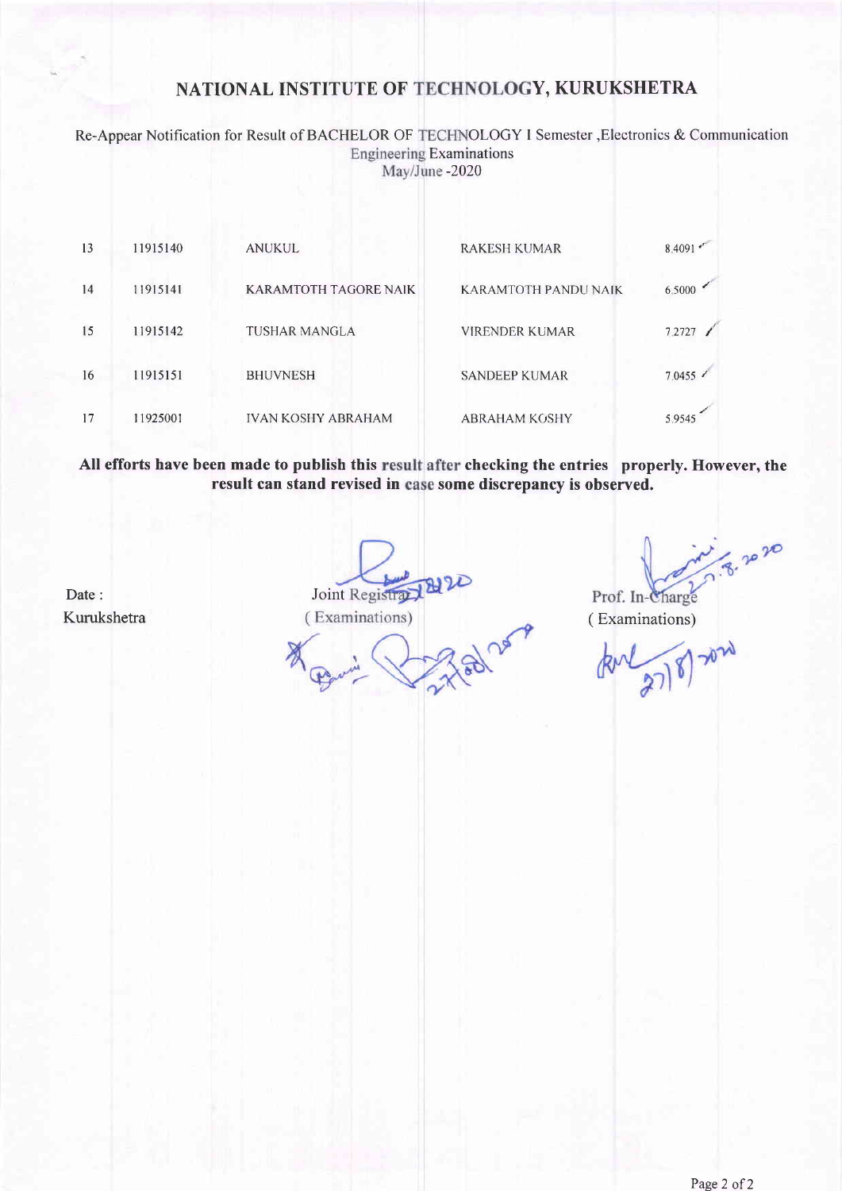# NATIONAL INSTITUTE OF TECHNOLOGY, KURUKSHETRA

Re-Appear Notification for Result of BACHELOR OF TECHNOLOGY I Semester ,Electronics & Communication Engineering Examinations
May/June -2020

| | | | | |
|---|---|---|---|---|
| 13 | 11915140 | ANUKUL | RAKESH KUMAR | 8.4091 |
| 14 | 11915141 | KARAMTOTH TAGORE NAIK | KARAMTOTH PANDU NAIK | 6.5000 |
| 15 | 11915142 | TUSHAR MANGLA | VIRENDER KUMAR | 7.2727 |
| 16 | 11915151 | BHUVNESH | SANDEEP KUMAR | 7.0455 |
| 17 | 11925001 | IVAN KOSHY ABRAHAM | ABRAHAM KOSHY | 5.9545 |

**All efforts have been made to publish this result after checking the entries properly. However, the result can stand revised in case some discrepancy is observed.**

Date :
Kurukshetra

Joint Registrar
( Examinations)

Prof. In-Charge
( Examinations)